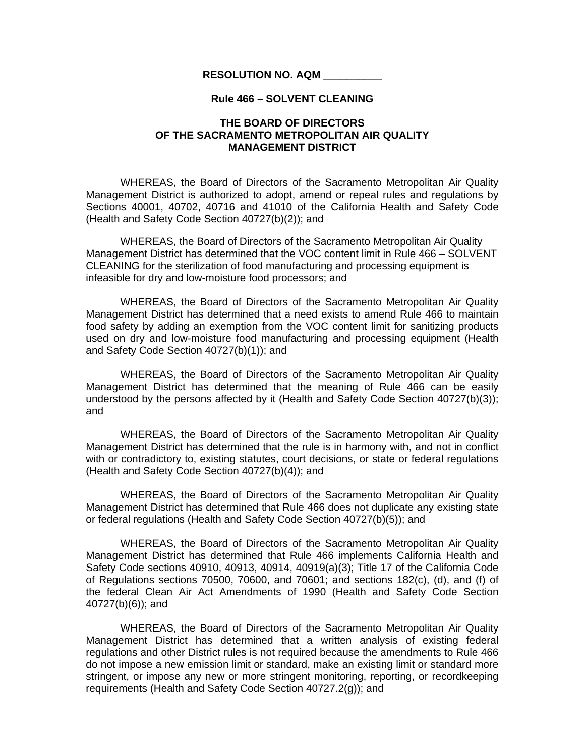**RESOLUTION NO. AQM __________**

**Rule 466 – SOLVENT CLEANING**

**THE BOARD OF DIRECTORS**
**OF THE SACRAMENTO METROPOLITAN AIR QUALITY**
**MANAGEMENT DISTRICT**

WHEREAS, the Board of Directors of the Sacramento Metropolitan Air Quality Management District is authorized to adopt, amend or repeal rules and regulations by Sections 40001, 40702, 40716 and 41010 of the California Health and Safety Code (Health and Safety Code Section 40727(b)(2)); and

WHEREAS, the Board of Directors of the Sacramento Metropolitan Air Quality Management District has determined that the VOC content limit in Rule 466 – SOLVENT CLEANING for the sterilization of food manufacturing and processing equipment is infeasible for dry and low-moisture food processors; and

WHEREAS, the Board of Directors of the Sacramento Metropolitan Air Quality Management District has determined that a need exists to amend Rule 466 to maintain food safety by adding an exemption from the VOC content limit for sanitizing products used on dry and low-moisture food manufacturing and processing equipment (Health and Safety Code Section 40727(b)(1)); and

WHEREAS, the Board of Directors of the Sacramento Metropolitan Air Quality Management District has determined that the meaning of Rule 466 can be easily understood by the persons affected by it (Health and Safety Code Section 40727(b)(3)); and

WHEREAS, the Board of Directors of the Sacramento Metropolitan Air Quality Management District has determined that the rule is in harmony with, and not in conflict with or contradictory to, existing statutes, court decisions, or state or federal regulations (Health and Safety Code Section 40727(b)(4)); and

WHEREAS, the Board of Directors of the Sacramento Metropolitan Air Quality Management District has determined that Rule 466 does not duplicate any existing state or federal regulations (Health and Safety Code Section 40727(b)(5)); and

WHEREAS, the Board of Directors of the Sacramento Metropolitan Air Quality Management District has determined that Rule 466 implements California Health and Safety Code sections 40910, 40913, 40914, 40919(a)(3); Title 17 of the California Code of Regulations sections 70500, 70600, and 70601; and sections 182(c), (d), and (f) of the federal Clean Air Act Amendments of 1990 (Health and Safety Code Section 40727(b)(6)); and

WHEREAS, the Board of Directors of the Sacramento Metropolitan Air Quality Management District has determined that a written analysis of existing federal regulations and other District rules is not required because the amendments to Rule 466 do not impose a new emission limit or standard, make an existing limit or standard more stringent, or impose any new or more stringent monitoring, reporting, or recordkeeping requirements (Health and Safety Code Section 40727.2(g)); and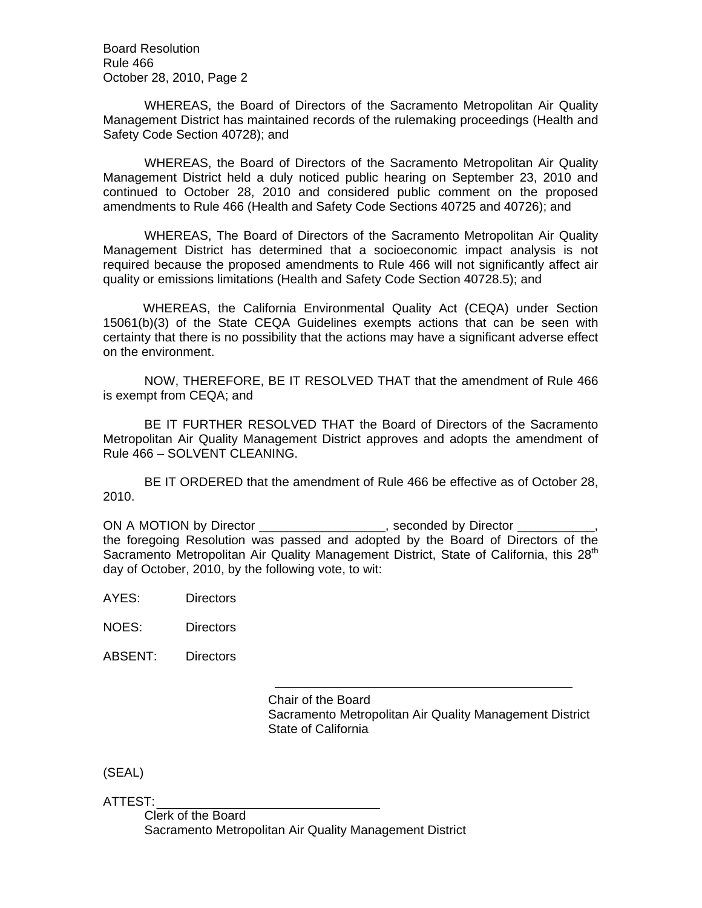WHEREAS, the Board of Directors of the Sacramento Metropolitan Air Quality Management District has maintained records of the rulemaking proceedings (Health and Safety Code Section 40728); and

WHEREAS, the Board of Directors of the Sacramento Metropolitan Air Quality Management District held a duly noticed public hearing on September 23, 2010 and continued to October 28, 2010 and considered public comment on the proposed amendments to Rule 466 (Health and Safety Code Sections 40725 and 40726); and

WHEREAS, The Board of Directors of the Sacramento Metropolitan Air Quality Management District has determined that a socioeconomic impact analysis is not required because the proposed amendments to Rule 466 will not significantly affect air quality or emissions limitations (Health and Safety Code Section 40728.5); and

WHEREAS, the California Environmental Quality Act (CEQA) under Section 15061(b)(3) of the State CEQA Guidelines exempts actions that can be seen with certainty that there is no possibility that the actions may have a significant adverse effect on the environment.

NOW, THEREFORE, BE IT RESOLVED THAT that the amendment of Rule 466 is exempt from CEQA; and

BE IT FURTHER RESOLVED THAT the Board of Directors of the Sacramento Metropolitan Air Quality Management District approves and adopts the amendment of Rule 466 – SOLVENT CLEANING.

BE IT ORDERED that the amendment of Rule 466 be effective as of October 28, 2010.

ON A MOTION by Director __________________, seconded by Director ___________, the foregoing Resolution was passed and adopted by the Board of Directors of the Sacramento Metropolitan Air Quality Management District, State of California, this 28th day of October, 2010, by the following vote, to wit:

AYES: Directors

NOES: Directors

ABSENT: Directors

\_\_\_\_\_\_\_\_\_\_\_\_\_\_\_\_\_\_\_\_\_\_\_\_\_\_\_\_\_\_\_\_\_\_\_\_\_\_\_\_\_\_\_\_

Chair of the Board
Sacramento Metropolitan Air Quality Management District
State of California

(SEAL)

ATTEST: \_\_\_\_\_\_\_\_\_\_\_\_\_\_\_\_\_\_\_\_\_\_\_\_\_\_\_\_\_\_\_\_\_

Clerk of the Board
Sacramento Metropolitan Air Quality Management District